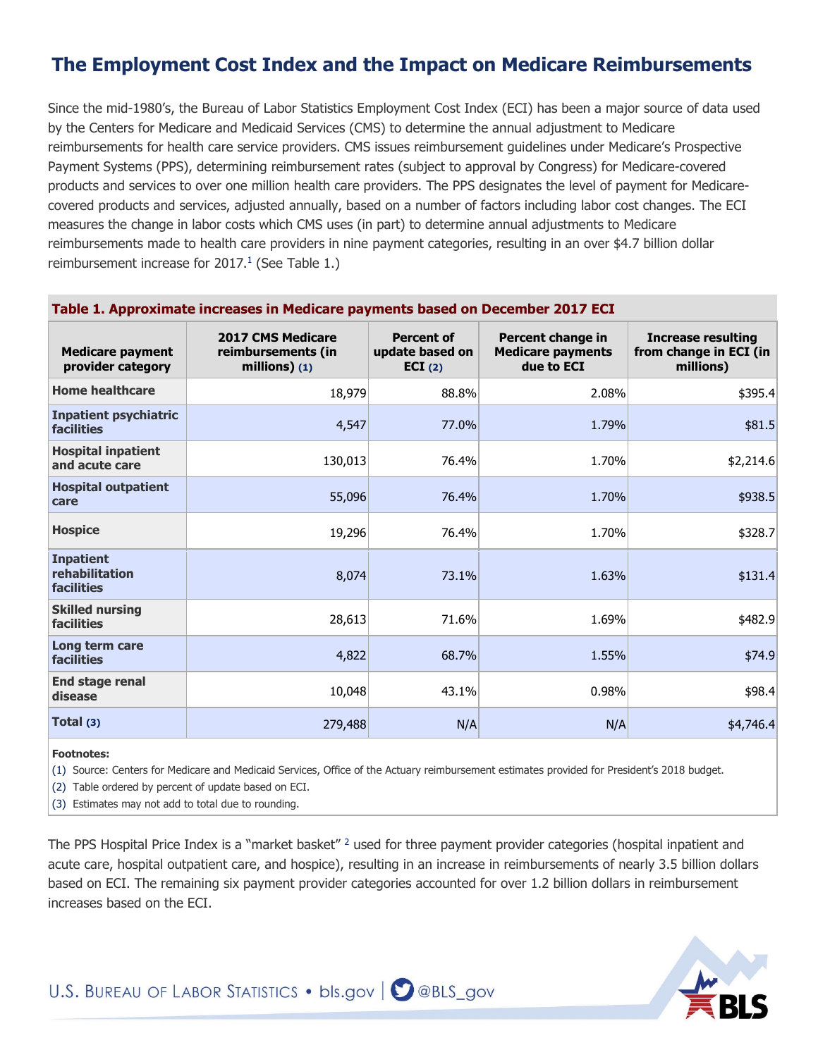# The Employment Cost Index and the Impact on Medicare Reimbursements

Since the mid-1980's, the Bureau of Labor Statistics Employment Cost Index (ECI) has been a major source of data used by the Centers for Medicare and Medicaid Services (CMS) to determine the annual adjustment to Medicare reimbursements for health care service providers. CMS issues reimbursement guidelines under Medicare's Prospective Payment Systems (PPS), determining reimbursement rates (subject to approval by Congress) for Medicare-covered products and services to over one million health care providers. The PPS designates the level of payment for Medicare-covered products and services, adjusted annually, based on a number of factors including labor cost changes. The ECI measures the change in labor costs which CMS uses (in part) to determine annual adjustments to Medicare reimbursements made to health care providers in nine payment categories, resulting in an over $4.7 billion dollar reimbursement increase for 2017.[1] (See Table 1.)

**Table 1. Approximate increases in Medicare payments based on December 2017 ECI**

| Medicare payment provider category | 2017 CMS Medicare reimbursements (in millions) (1) | Percent of update based on ECI (2) | Percent change in Medicare payments due to ECI | Increase resulting from change in ECI (in millions) |
|---|---|---|---|---|
| Home healthcare | 18,979 | 88.8% | 2.08% | $395.4 |
| Inpatient psychiatric facilities | 4,547 | 77.0% | 1.79% | $81.5 |
| Hospital inpatient and acute care | 130,013 | 76.4% | 1.70% | $2,214.6 |
| Hospital outpatient care | 55,096 | 76.4% | 1.70% | $938.5 |
| Hospice | 19,296 | 76.4% | 1.70% | $328.7 |
| Inpatient rehabilitation facilities | 8,074 | 73.1% | 1.63% | $131.4 |
| Skilled nursing facilities | 28,613 | 71.6% | 1.69% | $482.9 |
| Long term care facilities | 4,822 | 68.7% | 1.55% | $74.9 |
| End stage renal disease | 10,048 | 43.1% | 0.98% | $98.4 |
| Total (3) | 279,488 | N/A | N/A | $4,746.4 |

**Footnotes:**

(1) Source: Centers for Medicare and Medicaid Services, Office of the Actuary reimbursement estimates provided for President's 2018 budget.

(2) Table ordered by percent of update based on ECI.

(3) Estimates may not add to total due to rounding.

The PPS Hospital Price Index is a "market basket" [2] used for three payment provider categories (hospital inpatient and acute care, hospital outpatient care, and hospice), resulting in an increase in reimbursements of nearly 3.5 billion dollars based on ECI. The remaining six payment provider categories accounted for over 1.2 billion dollars in reimbursement increases based on the ECI.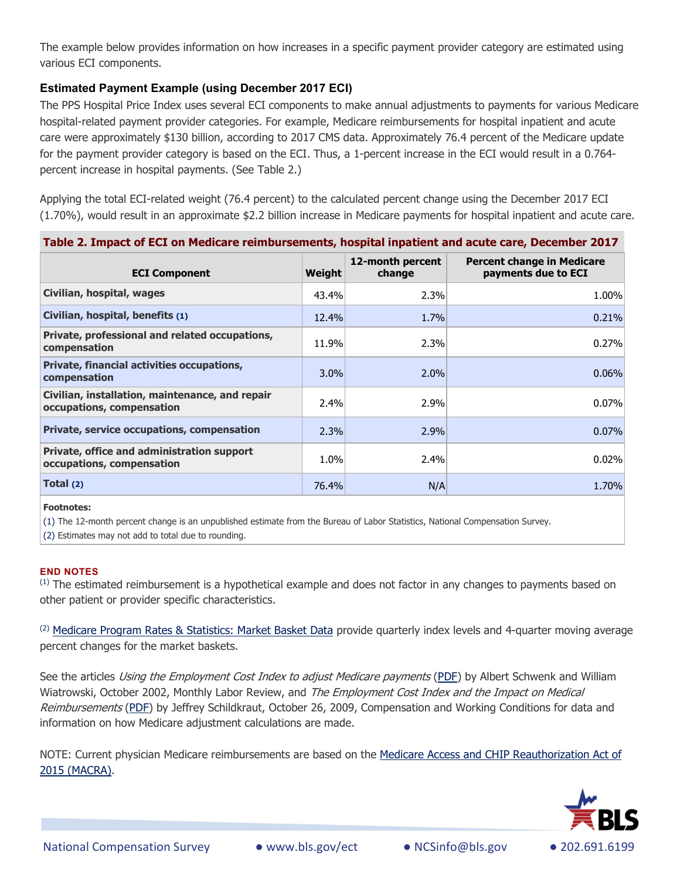The example below provides information on how increases in a specific payment provider category are estimated using various ECI components.

### Estimated Payment Example (using December 2017 ECI)

The PPS Hospital Price Index uses several ECI components to make annual adjustments to payments for various Medicare hospital-related payment provider categories. For example, Medicare reimbursements for hospital inpatient and acute care were approximately $130 billion, according to 2017 CMS data. Approximately 76.4 percent of the Medicare update for the payment provider category is based on the ECI. Thus, a 1-percent increase in the ECI would result in a 0.764-percent increase in hospital payments. (See Table 2.)

Applying the total ECI-related weight (76.4 percent) to the calculated percent change using the December 2017 ECI (1.70%), would result in an approximate $2.2 billion increase in Medicare payments for hospital inpatient and acute care.

**Table 2. Impact of ECI on Medicare reimbursements, hospital inpatient and acute care, December 2017**

| ECI Component | Weight | 12-month percent change | Percent change in Medicare payments due to ECI |
|---|---|---|---|
| Civilian, hospital, wages | 43.4% | 2.3% | 1.00% |
| Civilian, hospital, benefits (1) | 12.4% | 1.7% | 0.21% |
| Private, professional and related occupations, compensation | 11.9% | 2.3% | 0.27% |
| Private, financial activities occupations, compensation | 3.0% | 2.0% | 0.06% |
| Civilian, installation, maintenance, and repair occupations, compensation | 2.4% | 2.9% | 0.07% |
| Private, service occupations, compensation | 2.3% | 2.9% | 0.07% |
| Private, office and administration support occupations, compensation | 1.0% | 2.4% | 0.02% |
| Total (2) | 76.4% | N/A | 1.70% |

**Footnotes:**

(1) The 12-month percent change is an unpublished estimate from the Bureau of Labor Statistics, National Compensation Survey.

(2) Estimates may not add to total due to rounding.

**END NOTES**

[1] The estimated reimbursement is a hypothetical example and does not factor in any changes to payments based on other patient or provider specific characteristics.

[2] Medicare Program Rates & Statistics: Market Basket Data provide quarterly index levels and 4-quarter moving average percent changes for the market baskets.

See the articles *Using the Employment Cost Index to adjust Medicare payments* (PDF) by Albert Schwenk and William Wiatrowski, October 2002, Monthly Labor Review, and *The Employment Cost Index and the Impact on Medical Reimbursements* (PDF) by Jeffrey Schildkraut, October 26, 2009, Compensation and Working Conditions for data and information on how Medicare adjustment calculations are made.

NOTE: Current physician Medicare reimbursements are based on the Medicare Access and CHIP Reauthorization Act of 2015 (MACRA).

National Compensation Survey ● www.bls.gov/ect ● NCSinfo@bls.gov ● 202.691.6199